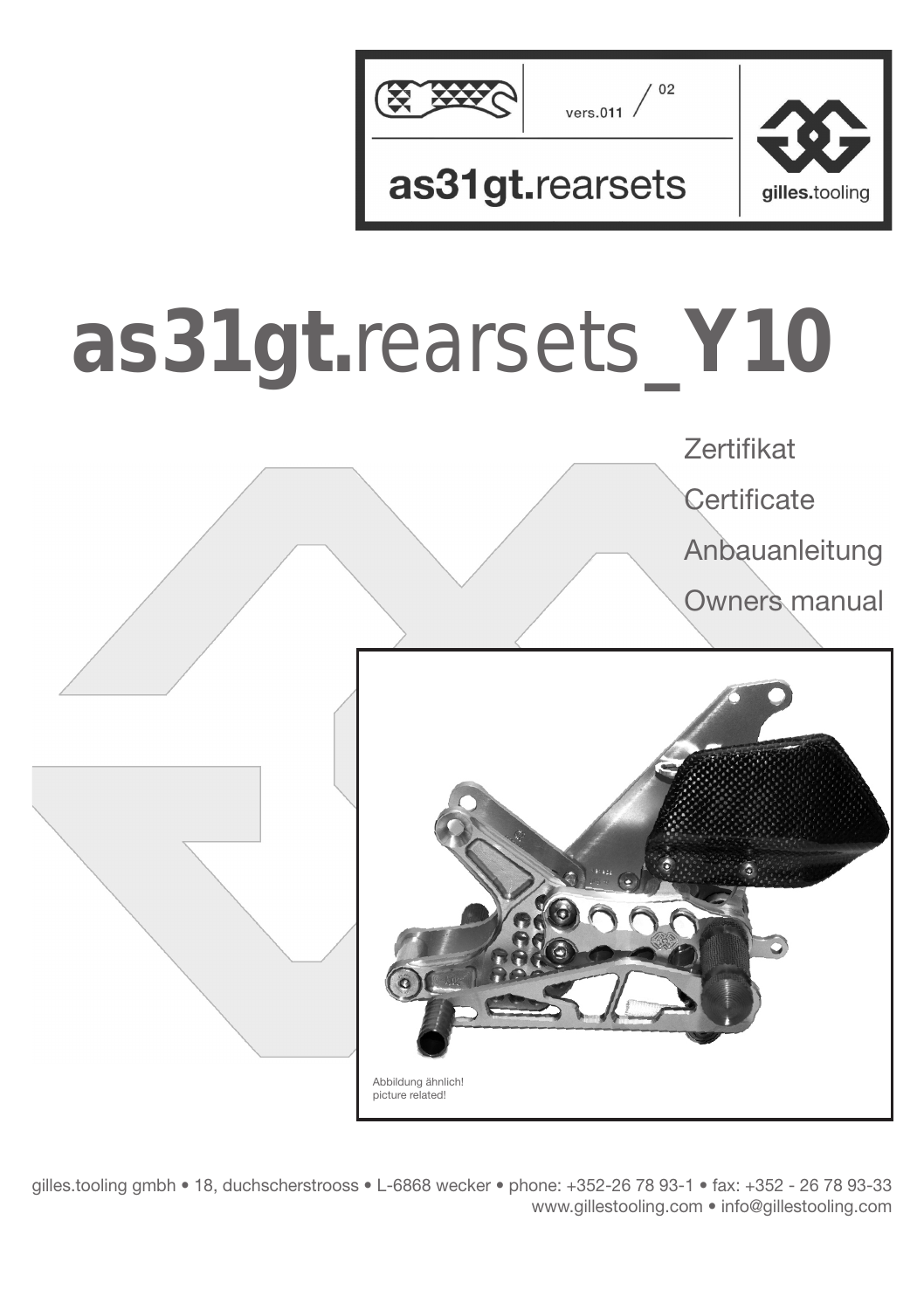vers.011 / 02

as31gt.rearsets

gilles.tooling

# as31gt.rearsets_Y10

Zertifikat

Certificate

Anbauanleitung

Owners manual

Abbildung ähnlich!
picture related!

gilles.tooling gmbh • 18, duchscherstrooss • L-6868 wecker • phone: +352-26 78 93-1 • fax: +352 - 26 78 93-33
www.gillestooling.com • info@gillestooling.com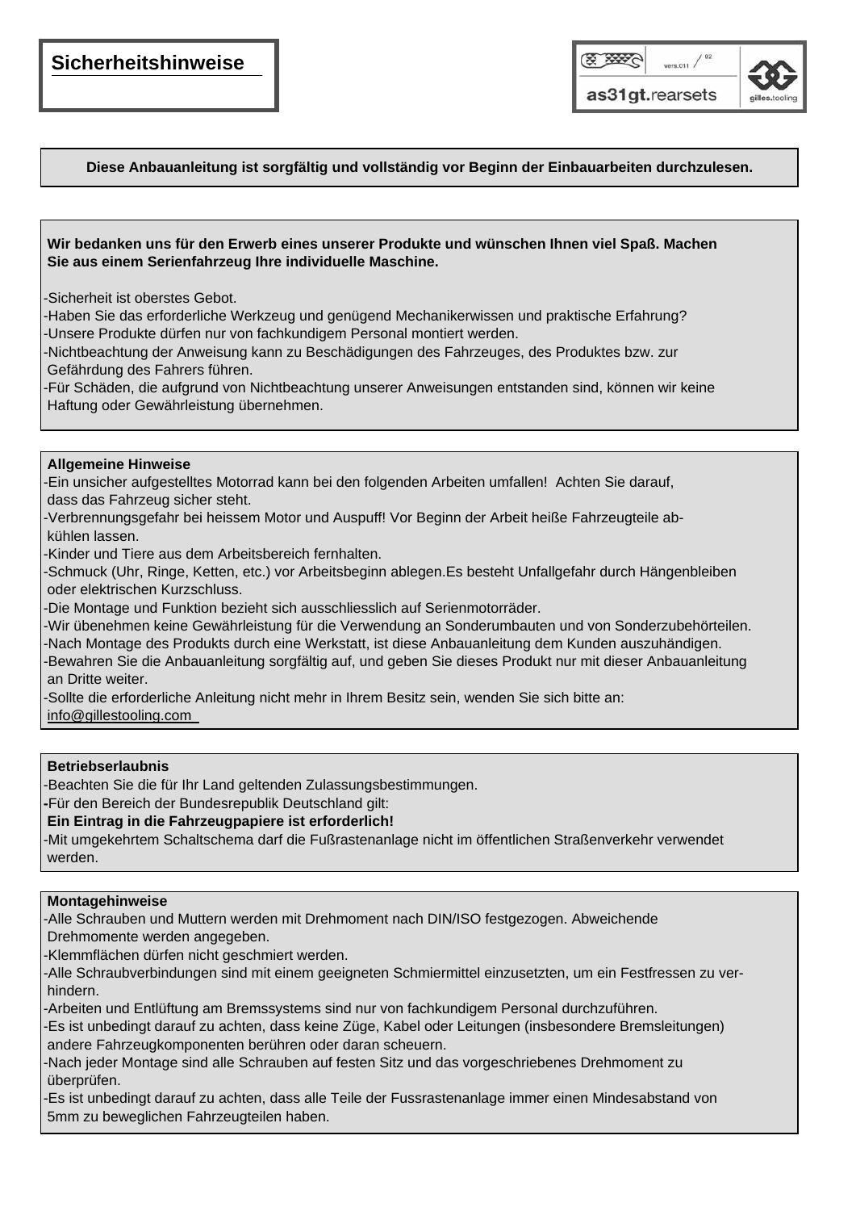## Sicherheitshinweise

**Diese Anbauanleitung ist sorgfältig und vollständig vor Beginn der Einbauarbeiten durchzulesen.**

**Wir bedanken uns für den Erwerb eines unserer Produkte und wünschen Ihnen viel Spaß. Machen Sie aus einem Serienfahrzeug Ihre individuelle Maschine.**

- Sicherheit ist oberstes Gebot.
- Haben Sie das erforderliche Werkzeug und genügend Mechanikerwissen und praktische Erfahrung?
- Unsere Produkte dürfen nur von fachkundigem Personal montiert werden.
- Nichtbeachtung der Anweisung kann zu Beschädigungen des Fahrzeuges, des Produktes bzw. zur Gefährdung des Fahrers führen.
- Für Schäden, die aufgrund von Nichtbeachtung unserer Anweisungen entstanden sind, können wir keine Haftung oder Gewährleistung übernehmen.

**Allgemeine Hinweise**

- Ein unsicher aufgestelltes Motorrad kann bei den folgenden Arbeiten umfallen! Achten Sie darauf, dass das Fahrzeug sicher steht.
- Verbrennungsgefahr bei heissem Motor und Auspuff! Vor Beginn der Arbeit heiße Fahrzeugteile abkühlen lassen.
- Kinder und Tiere aus dem Arbeitsbereich fernhalten.
- Schmuck (Uhr, Ringe, Ketten, etc.) vor Arbeitsbeginn ablegen.Es besteht Unfallgefahr durch Hängenbleiben oder elektrischen Kurzschluss.
- Die Montage und Funktion bezieht sich ausschliesslich auf Serienmotorräder.
- Wir übenehmen keine Gewährleistung für die Verwendung an Sonderumbauten und von Sonderzubehörteilen.
- Nach Montage des Produkts durch eine Werkstatt, ist diese Anbauanleitung dem Kunden auszuhändigen.
- Bewahren Sie die Anbauanleitung sorgfältig auf, und geben Sie dieses Produkt nur mit dieser Anbauanleitung an Dritte weiter.
- Sollte die erforderliche Anleitung nicht mehr in Ihrem Besitz sein, wenden Sie sich bitte an: info@gillestooling.com

**Betriebserlaubnis**

- Beachten Sie die für Ihr Land geltenden Zulassungsbestimmungen.
- Für den Bereich der Bundesrepublik Deutschland gilt:
  **Ein Eintrag in die Fahrzeugpapiere ist erforderlich!**
- Mit umgekehrtem Schaltschema darf die Fußrastenanlage nicht im öffentlichen Straßenverkehr verwendet werden.

**Montagehinweise**

- Alle Schrauben und Muttern werden mit Drehmoment nach DIN/ISO festgezogen. Abweichende Drehmomente werden angegeben.
- Klemmflächen dürfen nicht geschmiert werden.
- Alle Schraubverbindungen sind mit einem geeigneten Schmiermittel einzusetzten, um ein Festfressen zu verhindern.
- Arbeiten und Entlüftung am Bremssystems sind nur von fachkundigem Personal durchzuführen.
- Es ist unbedingt darauf zu achten, dass keine Züge, Kabel oder Leitungen (insbesondere Bremsleitungen) andere Fahrzeugkomponenten berühren oder daran scheuern.
- Nach jeder Montage sind alle Schrauben auf festen Sitz und das vorgeschriebenes Drehmoment zu überprüfen.
- Es ist unbedingt darauf zu achten, dass alle Teile der Fussrastenanlage immer einen Mindesabstand von 5mm zu beweglichen Fahrzeugteilen haben.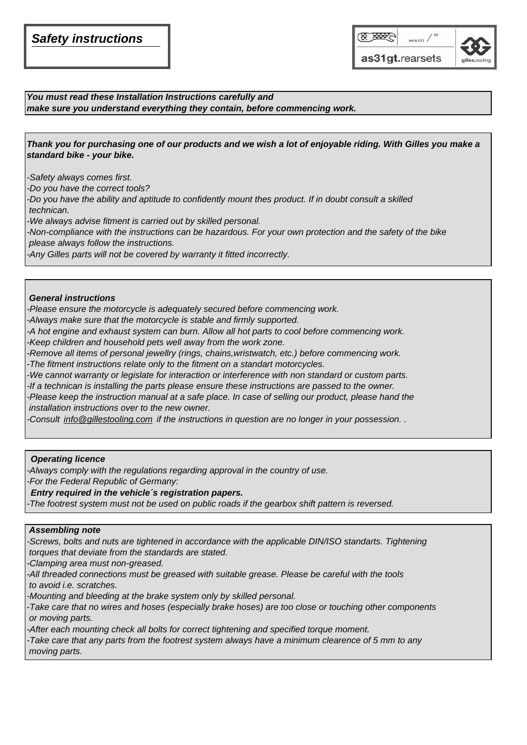# *Safety instructions*

as31gt.rearsets

***You must read these Installation Instructions carefully and make sure you understand everything they contain, before commencing work.***

***Thank you for purchasing one of our products and we wish a lot of enjoyable riding. With Gilles you make a standard bike - your bike.***

*-Safety always comes first.*
*-Do you have the correct tools?*
*-Do you have the ability and aptitude to confidently mount thes product. If in doubt consult a skilled technican.*
*-We always advise fitment is carried out by skilled personal.*
*-Non-compliance with the instructions can be hazardous. For your own protection and the safety of the bike please always follow the instructions.*
*-Any Gilles parts will not be covered by warranty it fitted incorrectly.*

***General instructions***

*-Please ensure the motorcycle is adequately secured before commencing work.*
*-Always make sure that the motorcycle is stable and firmly supported.*
*-A hot engine and exhaust system can burn. Allow all hot parts to cool before commencing work.*
*-Keep children and household pets well away from the work zone.*
*-Remove all items of personal jewellry (rings, chains,wristwatch, etc.) before commencing work.*
*-The fitment instructions relate only to the fitment on a standart motorcycles.*
*-We cannot warranty or legislate for interaction or interference with non standard or custom parts.*
*-If a technican is installing the parts please ensure these instructions are passed to the owner.*
*-Please keep the instruction manual at a safe place. In case of selling our product, please hand the installation instructions over to the new owner.*
*-Consult info@gillestooling.com if the instructions in question are no longer in your possession. .*

***Operating licence***

*-Always comply with the regulations regarding approval in the country of use.*
*-For the Federal Republic of Germany:*
***Entry required in the vehicle´s registration papers.***
*-The footrest system must not be used on public roads if the gearbox shift pattern is reversed.*

***Assembling note***

*-Screws, bolts and nuts are tightened in accordance with the applicable DIN/ISO standarts. Tightening torques that deviate from the standards are stated.*
*-Clamping area must non-greased.*
*-All threaded connections must be greased with suitable grease. Please be careful with the tools to avoid i.e. scratches.*
*-Mounting and bleeding at the brake system only by skilled personal.*
*-Take care that no wires and hoses (especially brake hoses) are too close or touching other components or moving parts.*
*-After each mounting check all bolts for correct tightening and specified torque moment.*
*-Take care that any parts from the footrest system always have a minimum clearence of 5 mm to any moving parts.*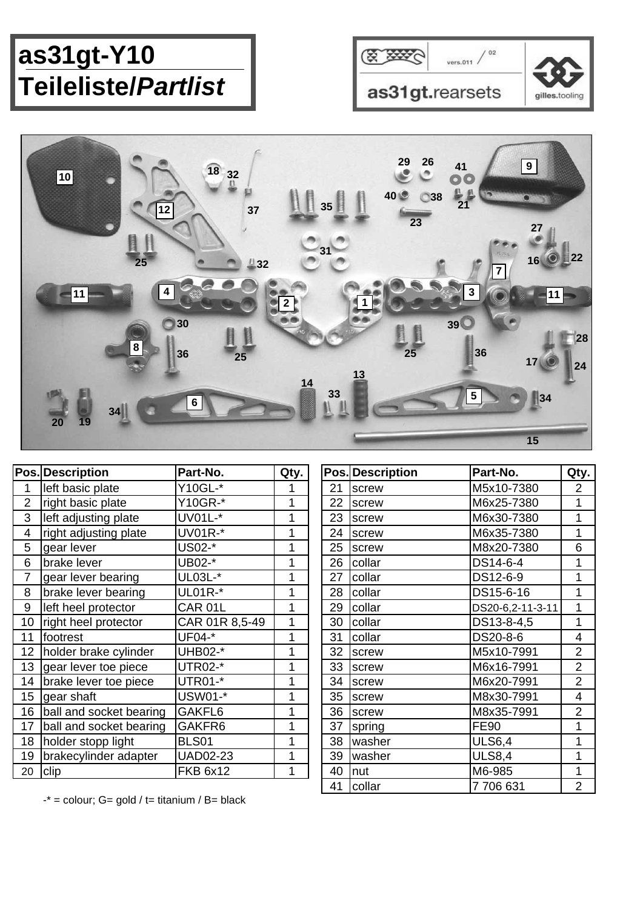# as31gt-Y10
# Teileliste/*Partlist*

vers.011 / 02

as31gt.rearsets

gilles.tooling

| Pos. | Description | Part-No. | Qty. |
|---|---|---|---|
| 1 | left basic plate | Y10GL-* | 1 |
| 2 | right basic plate | Y10GR-* | 1 |
| 3 | left adjusting plate | UV01L-* | 1 |
| 4 | right adjusting plate | UV01R-* | 1 |
| 5 | gear lever | US02-* | 1 |
| 6 | brake lever | UB02-* | 1 |
| 7 | gear lever bearing | UL03L-* | 1 |
| 8 | brake lever bearing | UL01R-* | 1 |
| 9 | left heel protector | CAR 01L | 1 |
| 10 | right heel protector | CAR 01R 8,5-49 | 1 |
| 11 | footrest | UF04-* | 1 |
| 12 | holder brake cylinder | UHB02-* | 1 |
| 13 | gear lever toe piece | UTR02-* | 1 |
| 14 | brake lever toe piece | UTR01-* | 1 |
| 15 | gear shaft | USW01-* | 1 |
| 16 | ball and socket bearing | GAKFL6 | 1 |
| 17 | ball and socket bearing | GAKFR6 | 1 |
| 18 | holder stopp light | BLS01 | 1 |
| 19 | brakecylinder adapter | UAD02-23 | 1 |
| 20 | clip | FKB 6x12 | 1 |

| Pos. | Description | Part-No. | Qty. |
|---|---|---|---|
| 21 | screw | M5x10-7380 | 2 |
| 22 | screw | M6x25-7380 | 1 |
| 23 | screw | M6x30-7380 | 1 |
| 24 | screw | M6x35-7380 | 1 |
| 25 | screw | M8x20-7380 | 6 |
| 26 | collar | DS14-6-4 | 1 |
| 27 | collar | DS12-6-9 | 1 |
| 28 | collar | DS15-6-16 | 1 |
| 29 | collar | DS20-6,2-11-3-11 | 1 |
| 30 | collar | DS13-8-4,5 | 1 |
| 31 | collar | DS20-8-6 | 4 |
| 32 | screw | M5x10-7991 | 2 |
| 33 | screw | M6x16-7991 | 2 |
| 34 | screw | M6x20-7991 | 2 |
| 35 | screw | M8x30-7991 | 4 |
| 36 | screw | M8x35-7991 | 2 |
| 37 | spring | FE90 | 1 |
| 38 | washer | ULS6,4 | 1 |
| 39 | washer | ULS8,4 | 1 |
| 40 | nut | M6-985 | 1 |
| 41 | collar | 7 706 631 | 2 |

-* = colour; G= gold / t= titanium / B= black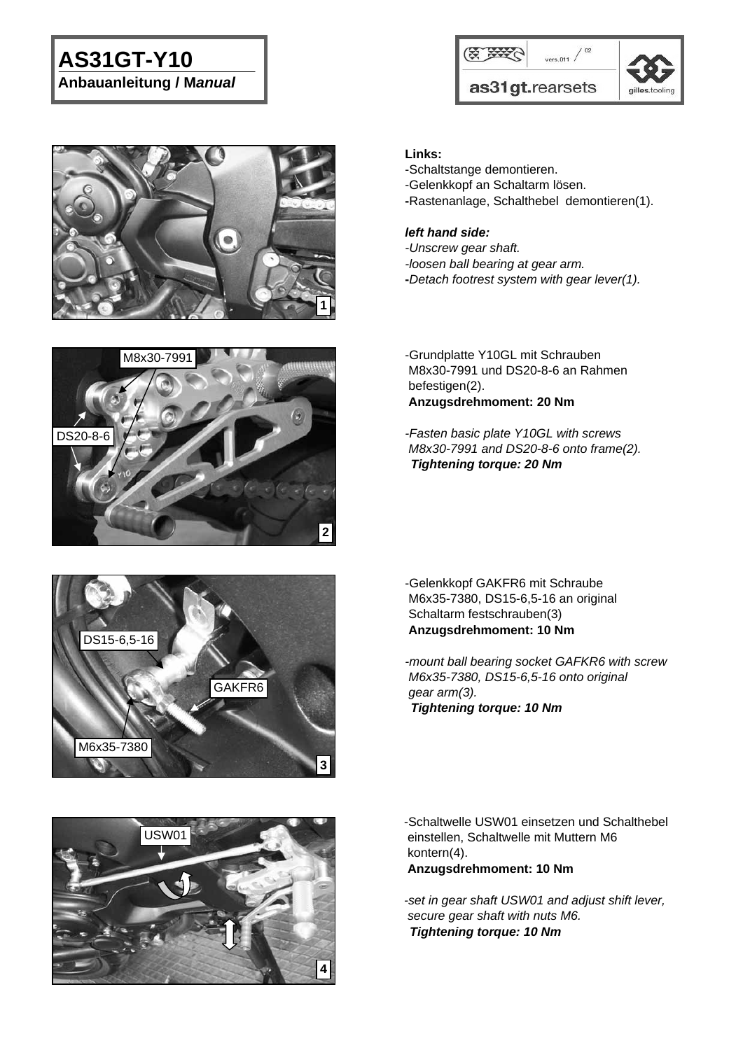# AS31GT-Y10

**Anbauanleitung / M*anual***

**Links:**

-Schaltstange demontieren.
-Gelenkkopf an Schaltarm lösen.
**-**Rastenanlage, Schalthebel demontieren(1).

***left hand side:***

*-Unscrew gear shaft.*
*-loosen ball bearing at gear arm.*
***-****Detach footrest system with gear lever(1).*

-Grundplatte Y10GL mit Schrauben M8x30-7991 und DS20-8-6 an Rahmen befestigen(2).
**Anzugsdrehmoment: 20 Nm**

*-Fasten basic plate Y10GL with screws M8x30-7991 and DS20-8-6 onto frame(2).*
***Tightening torque: 20 Nm***

-Gelenkkopf GAKFR6 mit Schraube M6x35-7380, DS15-6,5-16 an original Schaltarm festschrauben(3)
**Anzugsdrehmoment: 10 Nm**

*-mount ball bearing socket GAFKR6 with screw M6x35-7380, DS15-6,5-16 onto original gear arm(3).*
***Tightening torque: 10 Nm***

-Schaltwelle USW01 einsetzen und Schalthebel einstellen, Schaltwelle mit Muttern M6 kontern(4).
**Anzugsdrehmoment: 10 Nm**

*-set in gear shaft USW01 and adjust shift lever, secure gear shaft with nuts M6.*
***Tightening torque: 10 Nm***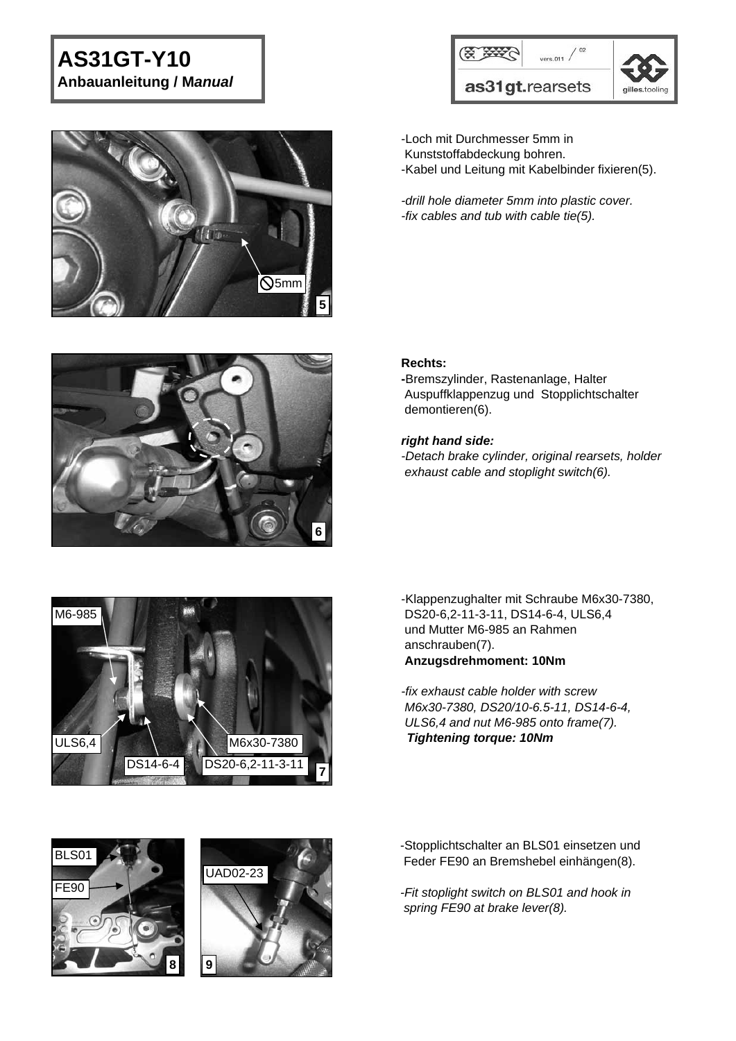**AS31GT-Y10**
**Anbauanleitung / M*anual***

-Loch mit Durchmesser 5mm in Kunststoffabdeckung bohren.
-Kabel und Leitung mit Kabelbinder fixieren(5).

*-drill hole diameter 5mm into plastic cover.*
*-fix cables and tub with cable tie(5).*

**Rechts:**
**-**Bremszylinder, Rastenanlage, Halter Auspuffklappenzug und Stopplichtschalter demontieren(6).

***right hand side:***
*-Detach brake cylinder, original rearsets, holder exhaust cable and stoplight switch(6).*

-Klappenzughalter mit Schraube M6x30-7380, DS20-6,2-11-3-11, DS14-6-4, ULS6,4 und Mutter M6-985 an Rahmen anschrauben(7).
**Anzugsdrehmoment: 10Nm**

*-fix exhaust cable holder with screw M6x30-7380, DS20/10-6.5-11, DS14-6-4, ULS6,4 and nut M6-985 onto frame(7).*
***Tightening torque: 10Nm***

-Stopplichtschalter an BLS01 einsetzen und Feder FE90 an Bremshebel einhängen(8).

*-Fit stoplight switch on BLS01 and hook in spring FE90 at brake lever(8).*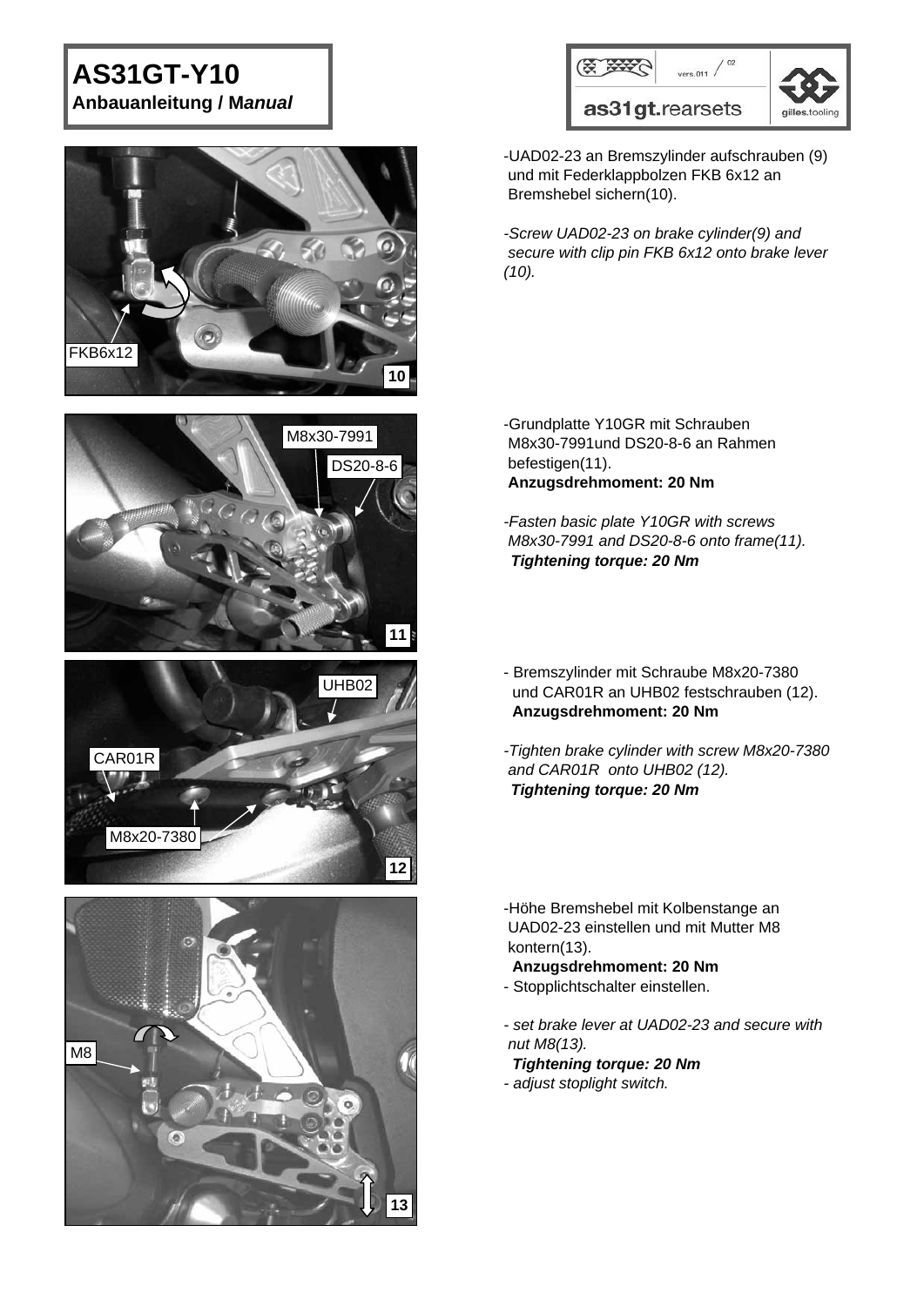# AS31GT-Y10

**Anbauanleitung / *Manual***

-UAD02-23 an Bremszylinder aufschrauben (9) und mit Federklappbolzen FKB 6x12 an Bremshebel sichern(10).

*-Screw UAD02-23 on brake cylinder(9) and secure with clip pin FKB 6x12 onto brake lever (10).*

-Grundplatte Y10GR mit Schrauben M8x30-7991und DS20-8-6 an Rahmen befestigen(11).
**Anzugsdrehmoment: 20 Nm**

*-Fasten basic plate Y10GR with screws M8x30-7991 and DS20-8-6 onto frame(11).*
***Tightening torque: 20 Nm***

- Bremszylinder mit Schraube M8x20-7380 und CAR01R an UHB02 festschrauben (12).
**Anzugsdrehmoment: 20 Nm**

*-Tighten brake cylinder with screw M8x20-7380 and CAR01R onto UHB02 (12).*
***Tightening torque: 20 Nm***

-Höhe Bremshebel mit Kolbenstange an UAD02-23 einstellen und mit Mutter M8 kontern(13).
**Anzugsdrehmoment: 20 Nm**
- Stopplichtschalter einstellen.

*- set brake lever at UAD02-23 and secure with nut M8(13).*
***Tightening torque: 20 Nm***
*- adjust stoplight switch.*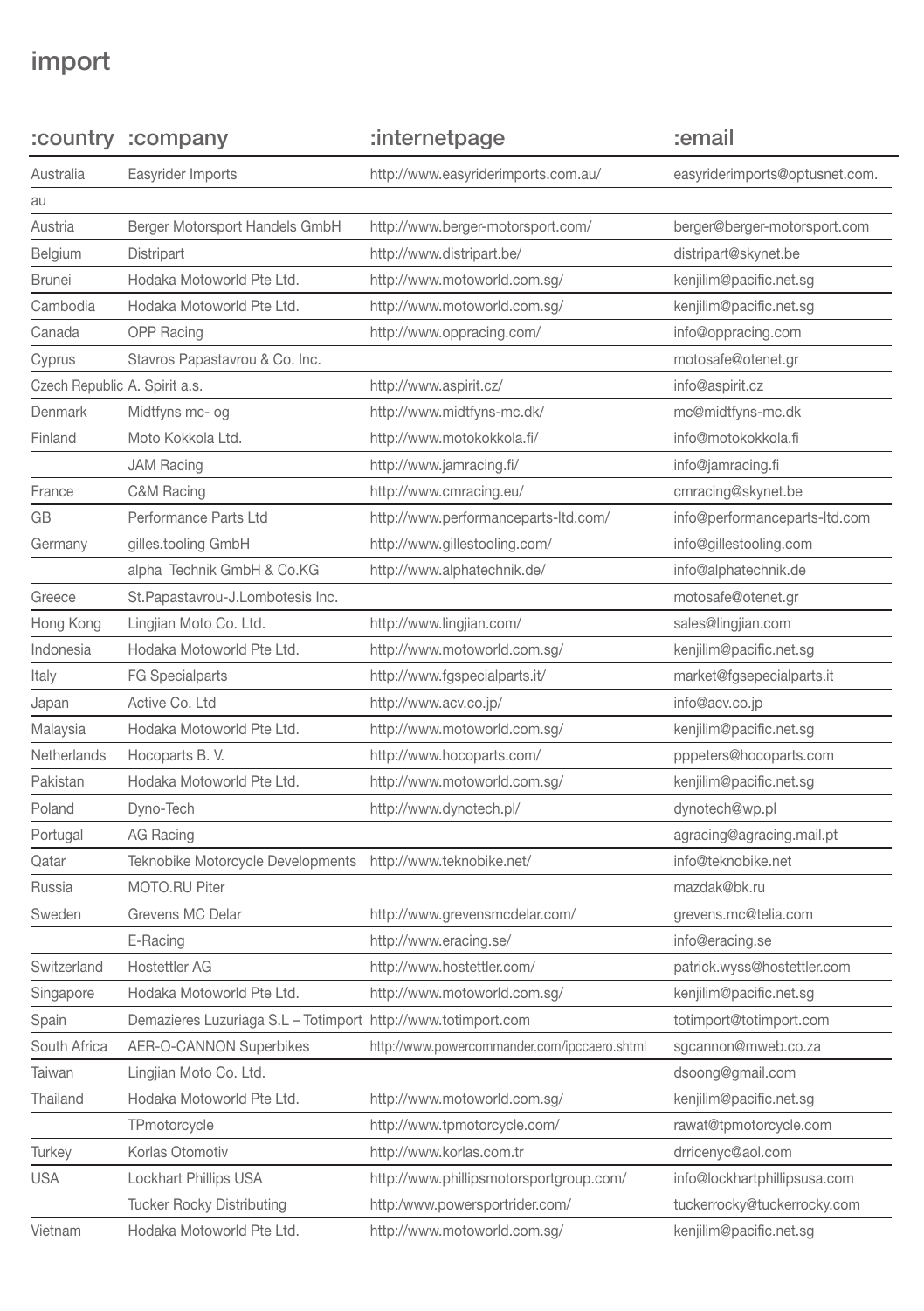# import

| :country | :company | :internetpage | :email |
|---|---|---|---|
| Australia | Easyrider Imports | http://www.easyriderimports.com.au/ | easyriderimports@optusnet.com.au |
| Austria | Berger Motorsport Handels GmbH | http://www.berger-motorsport.com/ | berger@berger-motorsport.com |
| Belgium | Distripart | http://www.distripart.be/ | distripart@skynet.be |
| Brunei | Hodaka Motoworld Pte Ltd. | http://www.motoworld.com.sg/ | kenjilim@pacific.net.sg |
| Cambodia | Hodaka Motoworld Pte Ltd. | http://www.motoworld.com.sg/ | kenjilim@pacific.net.sg |
| Canada | OPP Racing | http://www.oppracing.com/ | info@oppracing.com |
| Cyprus | Stavros Papastavrou & Co. Inc. | | motosafe@otenet.gr |
| Czech Republic | A. Spirit a.s. | http://www.aspirit.cz/ | info@aspirit.cz |
| Denmark | Midtfyns mc- og | http://www.midtfyns-mc.dk/ | mc@midtfyns-mc.dk |
| Finland | Moto Kokkola Ltd. | http://www.motokokkola.fi/ | info@motokokkola.fi |
| | JAM Racing | http://www.jamracing.fi/ | info@jamracing.fi |
| France | C&M Racing | http://www.cmracing.eu/ | cmracing@skynet.be |
| GB | Performance Parts Ltd | http://www.performanceparts-ltd.com/ | info@performanceparts-ltd.com |
| Germany | gilles.tooling GmbH | http://www.gillestooling.com/ | info@gillestooling.com |
| | alpha Technik GmbH & Co.KG | http://www.alphatechnik.de/ | info@alphatechnik.de |
| Greece | St.Papastavrou-J.Lombotesis Inc. | | motosafe@otenet.gr |
| Hong Kong | Lingjian Moto Co. Ltd. | http://www.lingjian.com/ | sales@lingjian.com |
| Indonesia | Hodaka Motoworld Pte Ltd. | http://www.motoworld.com.sg/ | kenjilim@pacific.net.sg |
| Italy | FG Specialparts | http://www.fgspecialparts.it/ | market@fgsepecialparts.it |
| Japan | Active Co. Ltd | http://www.acv.co.jp/ | info@acv.co.jp |
| Malaysia | Hodaka Motoworld Pte Ltd. | http://www.motoworld.com.sg/ | kenjilim@pacific.net.sg |
| Netherlands | Hocoparts B. V. | http://www.hocoparts.com/ | pppeters@hocoparts.com |
| Pakistan | Hodaka Motoworld Pte Ltd. | http://www.motoworld.com.sg/ | kenjilim@pacific.net.sg |
| Poland | Dyno-Tech | http://www.dynotech.pl/ | dynotech@wp.pl |
| Portugal | AG Racing | | agracing@agracing.mail.pt |
| Qatar | Teknobike Motorcycle Developments | http://www.teknobike.net/ | info@teknobike.net |
| Russia | MOTO.RU Piter | | mazdak@bk.ru |
| Sweden | Grevens MC Delar | http://www.grevensmcdelar.com/ | grevens.mc@telia.com |
| | E-Racing | http://www.eracing.se/ | info@eracing.se |
| Switzerland | Hostettler AG | http://www.hostettler.com/ | patrick.wyss@hostettler.com |
| Singapore | Hodaka Motoworld Pte Ltd. | http://www.motoworld.com.sg/ | kenjilim@pacific.net.sg |
| Spain | Demazieres Luzuriaga S.L – Totimport | http://www.totimport.com | totimport@totimport.com |
| South Africa | AER-O-CANNON Superbikes | http://www.powercommander.com/ipccaero.shtml | sgcannon@mweb.co.za |
| Taiwan | Lingjian Moto Co. Ltd. | | dsoong@gmail.com |
| Thailand | Hodaka Motoworld Pte Ltd. | http://www.motoworld.com.sg/ | kenjilim@pacific.net.sg |
| | TPmotorcycle | http://www.tpmotorcycle.com/ | rawat@tpmotorcycle.com |
| Turkey | Korlas Otomotiv | http://www.korlas.com.tr | drricenyc@aol.com |
| USA | Lockhart Phillips USA | http://www.phillipsmotorsportgroup.com/ | info@lockhartphillipsusa.com |
| | Tucker Rocky Distributing | http:/www.powersportrider.com/ | tuckerrocky@tuckerrocky.com |
| Vietnam | Hodaka Motoworld Pte Ltd. | http://www.motoworld.com.sg/ | kenjilim@pacific.net.sg |